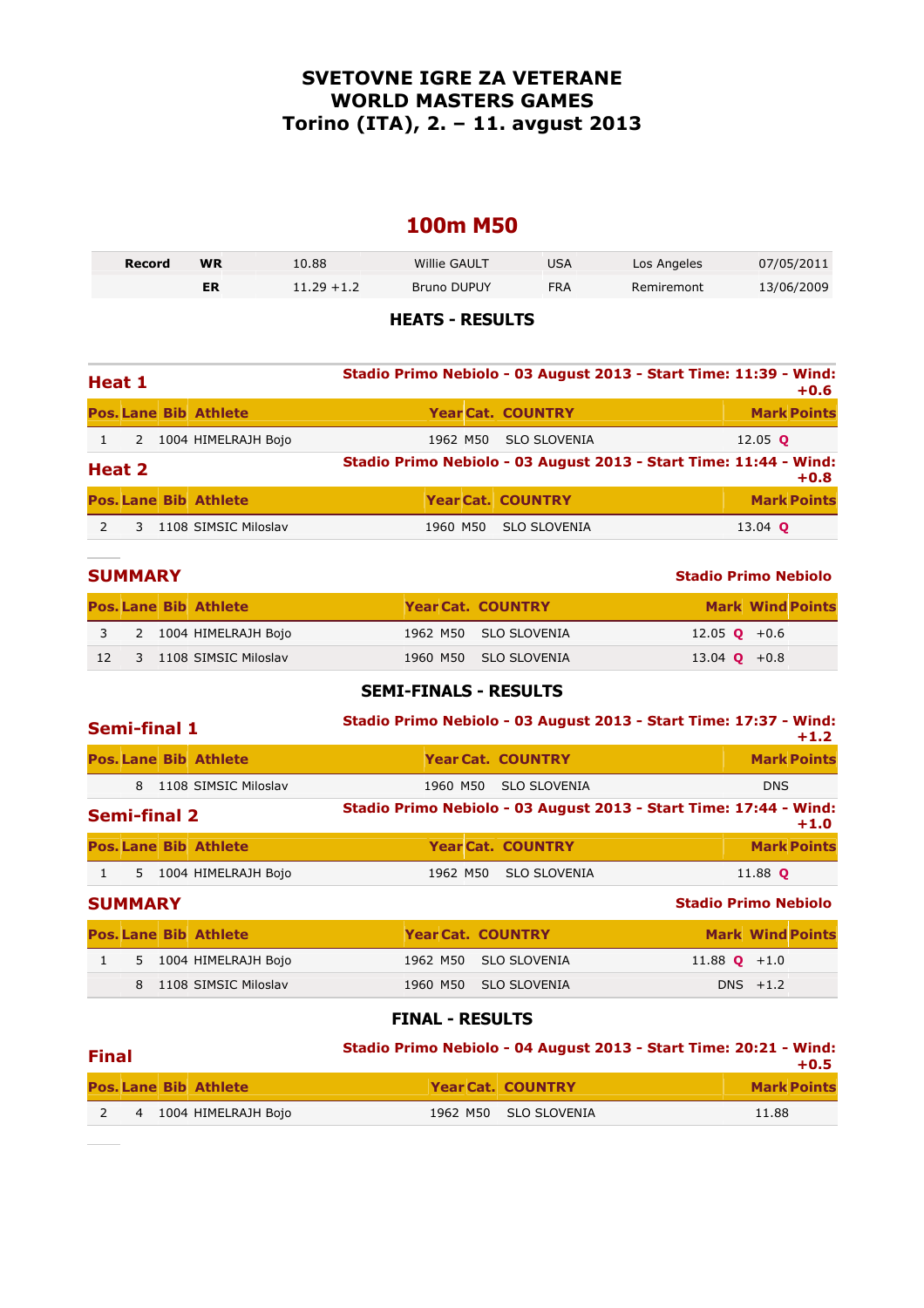# SVETOVNE IGRE ZA VETERANE
# WORLD MASTERS GAMES
# Torino (ITA), 2. – 11. avgust 2013

## 100m M50

| Record | | | | | | |
|---|---|---|---|---|---|---|
| Record | WR | 10.88 | Willie GAULT | USA | Los Angeles | 07/05/2011 |
| | ER | 11.29 +1.2 | Bruno DUPUY | FRA | Remiremont | 13/06/2009 |

### HEATS - RESULTS

**Heat 1** — Stadio Primo Nebiolo - 03 August 2013 - Start Time: 11:39 - Wind: +0.6

| Pos. | Lane | Bib | Athlete | Year | Cat. | COUNTRY | Mark | Points |
|---|---|---|---|---|---|---|---|---|
| 1 | 2 | 1004 | HIMELRAJH Bojo | 1962 | M50 | SLO SLOVENIA | 12.05 Q | |

**Heat 2** — Stadio Primo Nebiolo - 03 August 2013 - Start Time: 11:44 - Wind: +0.8

| Pos. | Lane | Bib | Athlete | Year | Cat. | COUNTRY | Mark | Points |
|---|---|---|---|---|---|---|---|---|
| 2 | 3 | 1108 | SIMSIC Miloslav | 1960 | M50 | SLO SLOVENIA | 13.04 Q | |

**SUMMARY** — Stadio Primo Nebiolo

| Pos. | Lane | Bib | Athlete | Year | Cat. | COUNTRY | Mark | Wind | Points |
|---|---|---|---|---|---|---|---|---|---|
| 3 | 2 | 1004 | HIMELRAJH Bojo | 1962 | M50 | SLO SLOVENIA | 12.05 Q | +0.6 | |
| 12 | 3 | 1108 | SIMSIC Miloslav | 1960 | M50 | SLO SLOVENIA | 13.04 Q | +0.8 | |

### SEMI-FINALS - RESULTS

**Semi-final 1** — Stadio Primo Nebiolo - 03 August 2013 - Start Time: 17:37 - Wind: +1.2

| Pos. | Lane | Bib | Athlete | Year | Cat. | COUNTRY | Mark | Points |
|---|---|---|---|---|---|---|---|---|
| | 8 | 1108 | SIMSIC Miloslav | 1960 | M50 | SLO SLOVENIA | DNS | |

**Semi-final 2** — Stadio Primo Nebiolo - 03 August 2013 - Start Time: 17:44 - Wind: +1.0

| Pos. | Lane | Bib | Athlete | Year | Cat. | COUNTRY | Mark | Points |
|---|---|---|---|---|---|---|---|---|
| 1 | 5 | 1004 | HIMELRAJH Bojo | 1962 | M50 | SLO SLOVENIA | 11.88 Q | |

**SUMMARY** — Stadio Primo Nebiolo

| Pos. | Lane | Bib | Athlete | Year | Cat. | COUNTRY | Mark | Wind | Points |
|---|---|---|---|---|---|---|---|---|---|
| 1 | 5 | 1004 | HIMELRAJH Bojo | 1962 | M50 | SLO SLOVENIA | 11.88 Q | +1.0 | |
| | 8 | 1108 | SIMSIC Miloslav | 1960 | M50 | SLO SLOVENIA | DNS | +1.2 | |

### FINAL - RESULTS

**Final** — Stadio Primo Nebiolo - 04 August 2013 - Start Time: 20:21 - Wind: +0.5

| Pos. | Lane | Bib | Athlete | Year | Cat. | COUNTRY | Mark | Points |
|---|---|---|---|---|---|---|---|---|
| 2 | 4 | 1004 | HIMELRAJH Bojo | 1962 | M50 | SLO SLOVENIA | 11.88 | |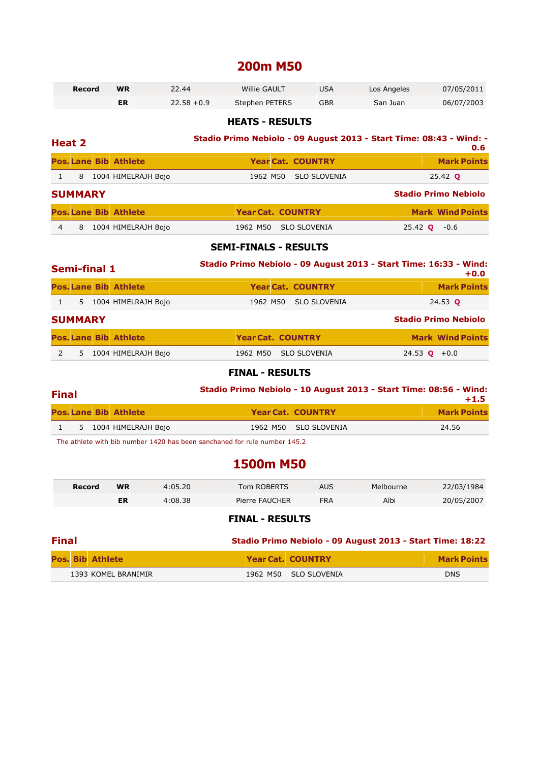# 200m M50

| Record | | | | | | |
|---|---|---|---|---|---|---|
| Record | WR | 22.44 | Willie GAULT | USA | Los Angeles | 07/05/2011 |
| | ER | 22.58 +0.9 | Stephen PETERS | GBR | San Juan | 06/07/2003 |

## HEATS - RESULTS

### Heat 2

**Stadio Primo Nebiolo - 09 August 2013 - Start Time: 08:43 - Wind: -0.6**

| Pos. | Lane | Bib | Athlete | Year | Cat. | COUNTRY | Mark | Points |
|---|---|---|---|---|---|---|---|---|
| 1 | 8 | 1004 | HIMELRAJH Bojo | 1962 | M50 | SLO SLOVENIA | 25.42 Q | |

### SUMMARY

**Stadio Primo Nebiolo**

| Pos. | Lane | Bib | Athlete | Year | Cat. | COUNTRY | Mark | Wind | Points |
|---|---|---|---|---|---|---|---|---|---|
| 4 | 8 | 1004 | HIMELRAJH Bojo | 1962 | M50 | SLO SLOVENIA | 25.42 Q | -0.6 | |

## SEMI-FINALS - RESULTS

### Semi-final 1

**Stadio Primo Nebiolo - 09 August 2013 - Start Time: 16:33 - Wind: +0.0**

| Pos. | Lane | Bib | Athlete | Year | Cat. | COUNTRY | Mark | Points |
|---|---|---|---|---|---|---|---|---|
| 1 | 5 | 1004 | HIMELRAJH Bojo | 1962 | M50 | SLO SLOVENIA | 24.53 Q | |

### SUMMARY

**Stadio Primo Nebiolo**

| Pos. | Lane | Bib | Athlete | Year | Cat. | COUNTRY | Mark | Wind | Points |
|---|---|---|---|---|---|---|---|---|---|
| 2 | 5 | 1004 | HIMELRAJH Bojo | 1962 | M50 | SLO SLOVENIA | 24.53 Q | +0.0 | |

## FINAL - RESULTS

### Final

**Stadio Primo Nebiolo - 10 August 2013 - Start Time: 08:56 - Wind: +1.5**

| Pos. | Lane | Bib | Athlete | Year | Cat. | COUNTRY | Mark | Points |
|---|---|---|---|---|---|---|---|---|
| 1 | 5 | 1004 | HIMELRAJH Bojo | 1962 | M50 | SLO SLOVENIA | 24.56 | |

The athlete with bib number 1420 has been sanchaned for rule number 145.2

# 1500m M50

| Record | | | | | | |
|---|---|---|---|---|---|---|
| Record | WR | 4:05.20 | Tom ROBERTS | AUS | Melbourne | 22/03/1984 |
| | ER | 4:08.38 | Pierre FAUCHER | FRA | Albi | 20/05/2007 |

## FINAL - RESULTS

### Final

**Stadio Primo Nebiolo - 09 August 2013 - Start Time: 18:22**

| Pos. | Bib | Athlete | Year | Cat. | COUNTRY | Mark | Points |
|---|---|---|---|---|---|---|---|
| | 1393 | KOMEL BRANIMIR | 1962 | M50 | SLO SLOVENIA | DNS | |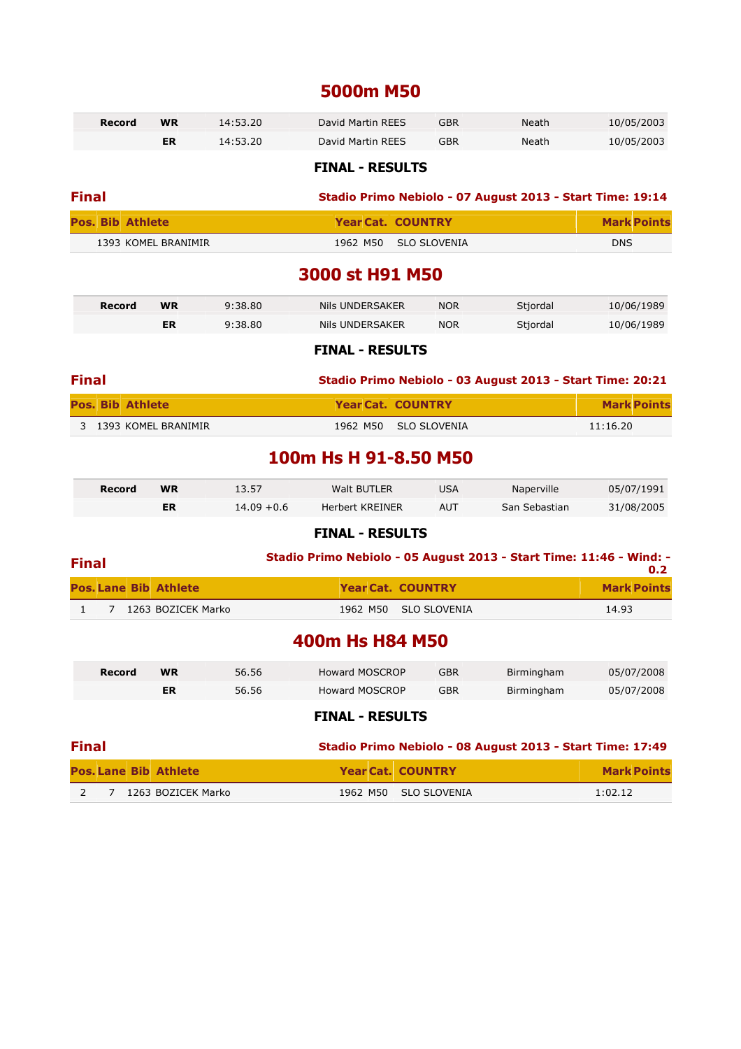# 5000m M50

| Record | WR | 14:53.20 | David Martin REES | GBR | Neath | 10/05/2003 |
|---|---|---|---|---|---|---|
| | ER | 14:53.20 | David Martin REES | GBR | Neath | 10/05/2003 |

### FINAL - RESULTS

**Final** — **Stadio Primo Nebiolo - 07 August 2013 - Start Time: 19:14**

| Pos. | Bib | Athlete | Year | Cat. | COUNTRY | Mark | Points |
|---|---|---|---|---|---|---|---|
| | 1393 | KOMEL BRANIMIR | 1962 | M50 | SLO SLOVENIA | DNS | |

# 3000 st H91 M50

| Record | WR | 9:38.80 | Nils UNDERSAKER | NOR | Stjordal | 10/06/1989 |
|---|---|---|---|---|---|---|
| | ER | 9:38.80 | Nils UNDERSAKER | NOR | Stjordal | 10/06/1989 |

### FINAL - RESULTS

**Final** — **Stadio Primo Nebiolo - 03 August 2013 - Start Time: 20:21**

| Pos. | Bib | Athlete | Year | Cat. | COUNTRY | Mark | Points |
|---|---|---|---|---|---|---|---|
| 3 | 1393 | KOMEL BRANIMIR | 1962 | M50 | SLO SLOVENIA | 11:16.20 | |

# 100m Hs H 91-8.50 M50

| Record | WR | 13.57 | Walt BUTLER | USA | Naperville | 05/07/1991 |
|---|---|---|---|---|---|---|
| | ER | 14.09 +0.6 | Herbert KREINER | AUT | San Sebastian | 31/08/2005 |

### FINAL - RESULTS

**Final** — **Stadio Primo Nebiolo - 05 August 2013 - Start Time: 11:46 - Wind: -0.2**

| Pos. | Lane | Bib | Athlete | Year | Cat. | COUNTRY | Mark | Points |
|---|---|---|---|---|---|---|---|---|
| 1 | 7 | 1263 | BOZICEK Marko | 1962 | M50 | SLO SLOVENIA | 14.93 | |

# 400m Hs H84 M50

| Record | WR | 56.56 | Howard MOSCROP | GBR | Birmingham | 05/07/2008 |
|---|---|---|---|---|---|---|
| | ER | 56.56 | Howard MOSCROP | GBR | Birmingham | 05/07/2008 |

### FINAL - RESULTS

**Final** — **Stadio Primo Nebiolo - 08 August 2013 - Start Time: 17:49**

| Pos. | Lane | Bib | Athlete | Year | Cat. | COUNTRY | Mark | Points |
|---|---|---|---|---|---|---|---|---|
| 2 | 7 | 1263 | BOZICEK Marko | 1962 | M50 | SLO SLOVENIA | 1:02.12 | |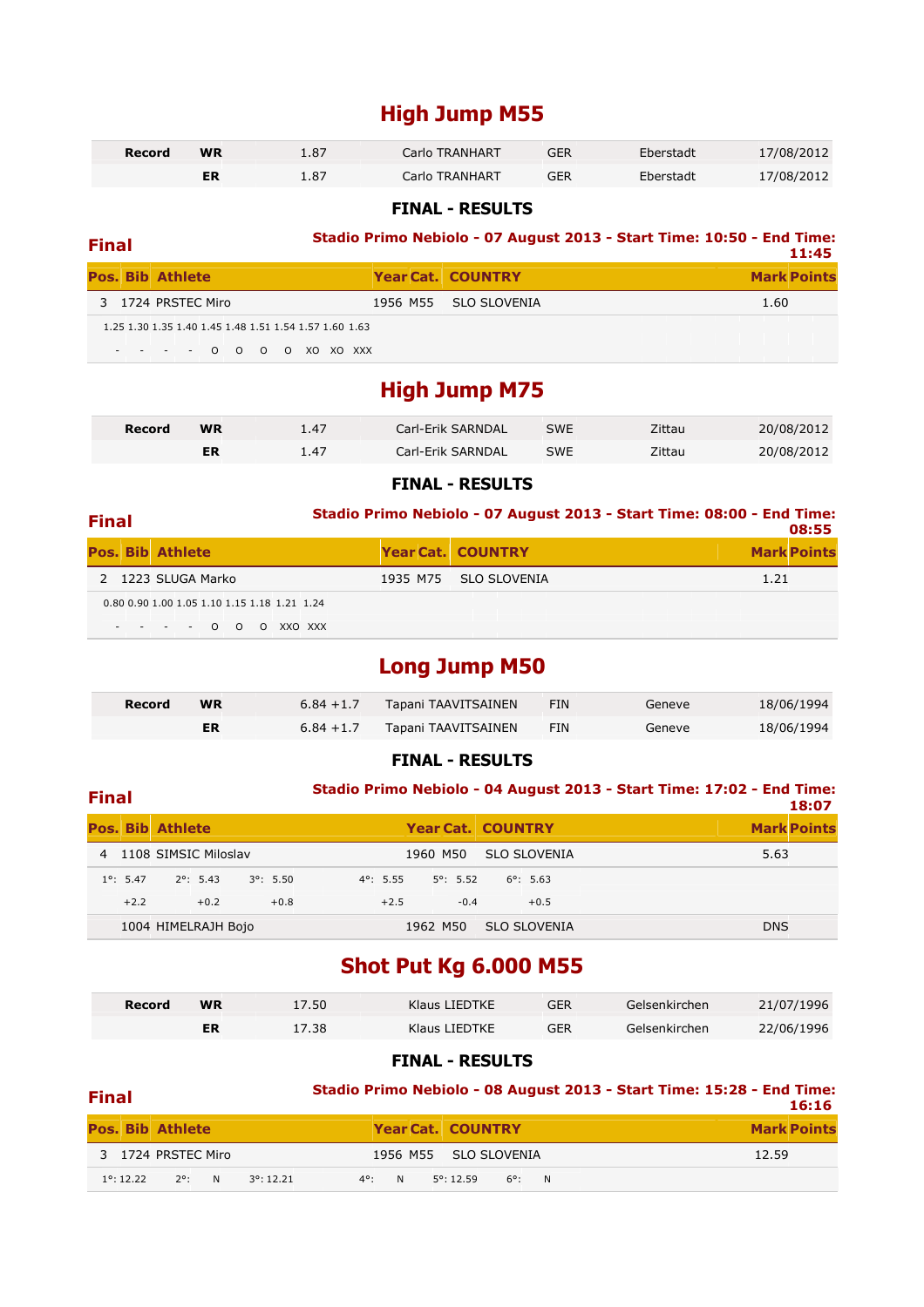# High Jump M55

| Record | | | | | | |
|---|---|---|---|---|---|---|
| Record | WR | 1.87 | Carlo TRANHART | GER | Eberstadt | 17/08/2012 |
| | ER | 1.87 | Carlo TRANHART | GER | Eberstadt | 17/08/2012 |

### FINAL - RESULTS

**Final** — Stadio Primo Nebiolo - 07 August 2013 - Start Time: 10:50 - End Time: 11:45

| Pos. | Bib | Athlete | Year | Cat. | COUNTRY | Mark | Points |
|---|---|---|---|---|---|---|---|
| 3 | 1724 | PRSTEC Miro | 1956 | M55 | SLO SLOVENIA | 1.60 | |

| 1.25 | 1.30 | 1.35 | 1.40 | 1.45 | 1.48 | 1.51 | 1.54 | 1.57 | 1.60 | 1.63 |
|---|---|---|---|---|---|---|---|---|---|---|
| - | - | - | - | O | O | O | O | XO | XO | XXX |

# High Jump M75

| Record | | | | | | |
|---|---|---|---|---|---|---|
| Record | WR | 1.47 | Carl-Erik SARNDAL | SWE | Zittau | 20/08/2012 |
| | ER | 1.47 | Carl-Erik SARNDAL | SWE | Zittau | 20/08/2012 |

### FINAL - RESULTS

**Final** — Stadio Primo Nebiolo - 07 August 2013 - Start Time: 08:00 - End Time: 08:55

| Pos. | Bib | Athlete | Year | Cat. | COUNTRY | Mark | Points |
|---|---|---|---|---|---|---|---|
| 2 | 1223 | SLUGA Marko | 1935 | M75 | SLO SLOVENIA | 1.21 | |

| 0.80 | 0.90 | 1.00 | 1.05 | 1.10 | 1.15 | 1.18 | 1.21 | 1.24 |
|---|---|---|---|---|---|---|---|---|
| - | - | - | - | O | O | O | XXO | XXX |

# Long Jump M50

| Record | | | | | | |
|---|---|---|---|---|---|---|
| Record | WR | 6.84 +1.7 | Tapani TAAVITSAINEN | FIN | Geneve | 18/06/1994 |
| | ER | 6.84 +1.7 | Tapani TAAVITSAINEN | FIN | Geneve | 18/06/1994 |

### FINAL - RESULTS

**Final** — Stadio Primo Nebiolo - 04 August 2013 - Start Time: 17:02 - End Time: 18:07

| Pos. | Bib | Athlete | Year | Cat. | COUNTRY | Mark | Points |
|---|---|---|---|---|---|---|---|
| 4 | 1108 | SIMSIC Miloslav | 1960 | M50 | SLO SLOVENIA | 5.63 | |
| | 1004 | HIMELRAJH Bojo | 1962 | M50 | SLO SLOVENIA | DNS | |

SIMSIC Miloslav attempts:

| 1°: 5.47 | 2°: 5.43 | 3°: 5.50 | 4°: 5.55 | 5°: 5.52 | 6°: 5.63 |
|---|---|---|---|---|---|
| +2.2 | +0.2 | +0.8 | +2.5 | -0.4 | +0.5 |

# Shot Put Kg 6.000 M55

| Record | | | | | | |
|---|---|---|---|---|---|---|
| Record | WR | 17.50 | Klaus LIEDTKE | GER | Gelsenkirchen | 21/07/1996 |
| | ER | 17.38 | Klaus LIEDTKE | GER | Gelsenkirchen | 22/06/1996 |

### FINAL - RESULTS

**Final** — Stadio Primo Nebiolo - 08 August 2013 - Start Time: 15:28 - End Time: 16:16

| Pos. | Bib | Athlete | Year | Cat. | COUNTRY | Mark | Points |
|---|---|---|---|---|---|---|---|
| 3 | 1724 | PRSTEC Miro | 1956 | M55 | SLO SLOVENIA | 12.59 | |

| 1°: 12.22 | 2°: N | 3°: 12.21 | 4°: N | 5°: 12.59 | 6°: N |
|---|---|---|---|---|---|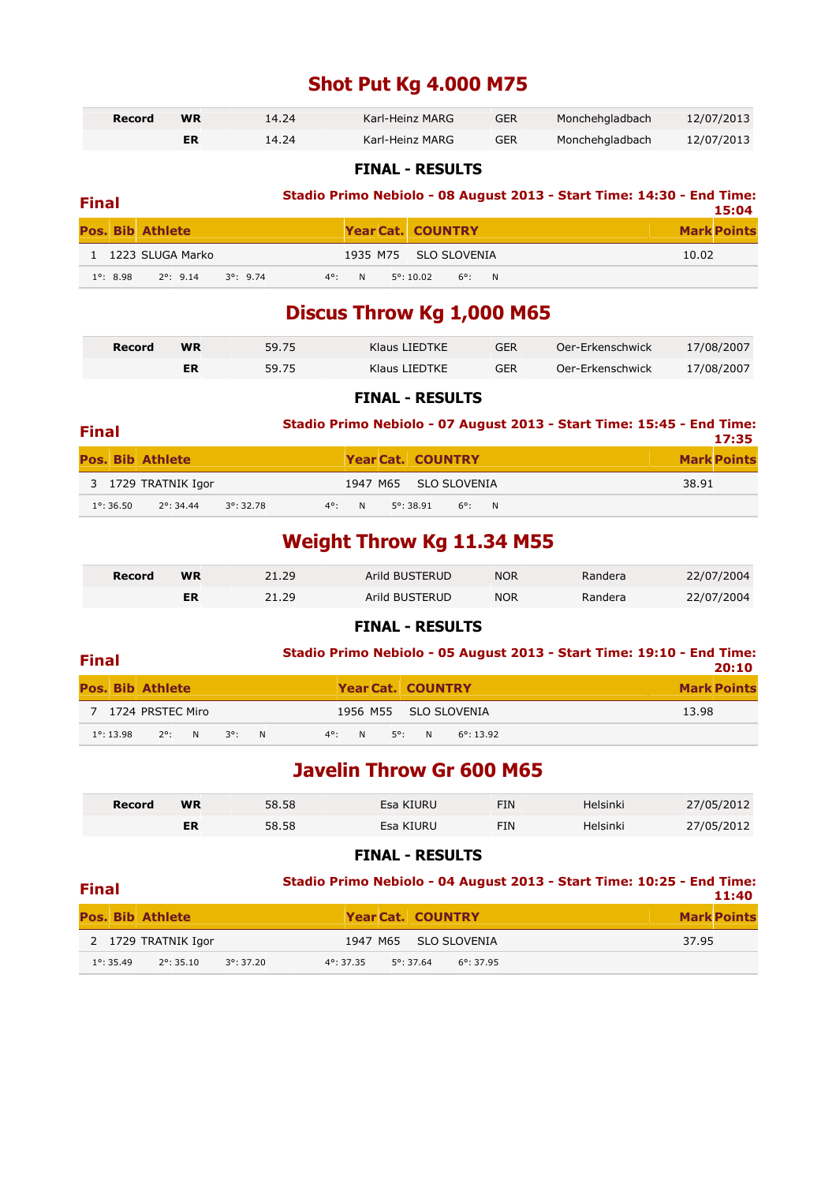# Shot Put Kg 4.000 M75

| Record | | | | | | |
|---|---|---|---|---|---|---|
| Record | WR | 14.24 | Karl-Heinz MARG | GER | Monchehgladbach | 12/07/2013 |
| | ER | 14.24 | Karl-Heinz MARG | GER | Monchehgladbach | 12/07/2013 |

## FINAL - RESULTS

**Final** — Stadio Primo Nebiolo - 08 August 2013 - Start Time: 14:30 - End Time: 15:04

| Pos. | Bib | Athlete | Year | Cat. | COUNTRY | Mark | Points |
|---|---|---|---|---|---|---|---|
| 1 | 1223 | SLUGA Marko | 1935 | M75 | SLO SLOVENIA | 10.02 | |
| 1°: 8.98 | 2°: 9.14 | 3°: 9.74 | 4°: N | 5°: 10.02 | 6°: N | | |

# Discus Throw Kg 1,000 M65

| Record | | | | | | |
|---|---|---|---|---|---|---|
| Record | WR | 59.75 | Klaus LIEDTKE | GER | Oer-Erkenschwick | 17/08/2007 |
| | ER | 59.75 | Klaus LIEDTKE | GER | Oer-Erkenschwick | 17/08/2007 |

## FINAL - RESULTS

**Final** — Stadio Primo Nebiolo - 07 August 2013 - Start Time: 15:45 - End Time: 17:35

| Pos. | Bib | Athlete | Year | Cat. | COUNTRY | Mark | Points |
|---|---|---|---|---|---|---|---|
| 3 | 1729 | TRATNIK Igor | 1947 | M65 | SLO SLOVENIA | 38.91 | |
| 1°: 36.50 | 2°: 34.44 | 3°: 32.78 | 4°: N | 5°: 38.91 | 6°: N | | |

# Weight Throw Kg 11.34 M55

| Record | | | | | | |
|---|---|---|---|---|---|---|
| Record | WR | 21.29 | Arild BUSTERUD | NOR | Randera | 22/07/2004 |
| | ER | 21.29 | Arild BUSTERUD | NOR | Randera | 22/07/2004 |

## FINAL - RESULTS

**Final** — Stadio Primo Nebiolo - 05 August 2013 - Start Time: 19:10 - End Time: 20:10

| Pos. | Bib | Athlete | Year | Cat. | COUNTRY | Mark | Points |
|---|---|---|---|---|---|---|---|
| 7 | 1724 | PRSTEC Miro | 1956 | M55 | SLO SLOVENIA | 13.98 | |
| 1°: 13.98 | 2°: N | 3°: N | 4°: N | 5°: N | 6°: 13.92 | | |

# Javelin Throw Gr 600 M65

| Record | | | | | | |
|---|---|---|---|---|---|---|
| Record | WR | 58.58 | Esa KIURU | FIN | Helsinki | 27/05/2012 |
| | ER | 58.58 | Esa KIURU | FIN | Helsinki | 27/05/2012 |

## FINAL - RESULTS

**Final** — Stadio Primo Nebiolo - 04 August 2013 - Start Time: 10:25 - End Time: 11:40

| Pos. | Bib | Athlete | Year | Cat. | COUNTRY | Mark | Points |
|---|---|---|---|---|---|---|---|
| 2 | 1729 | TRATNIK Igor | 1947 | M65 | SLO SLOVENIA | 37.95 | |
| 1°: 35.49 | 2°: 35.10 | 3°: 37.20 | 4°: 37.35 | 5°: 37.64 | 6°: 37.95 | | |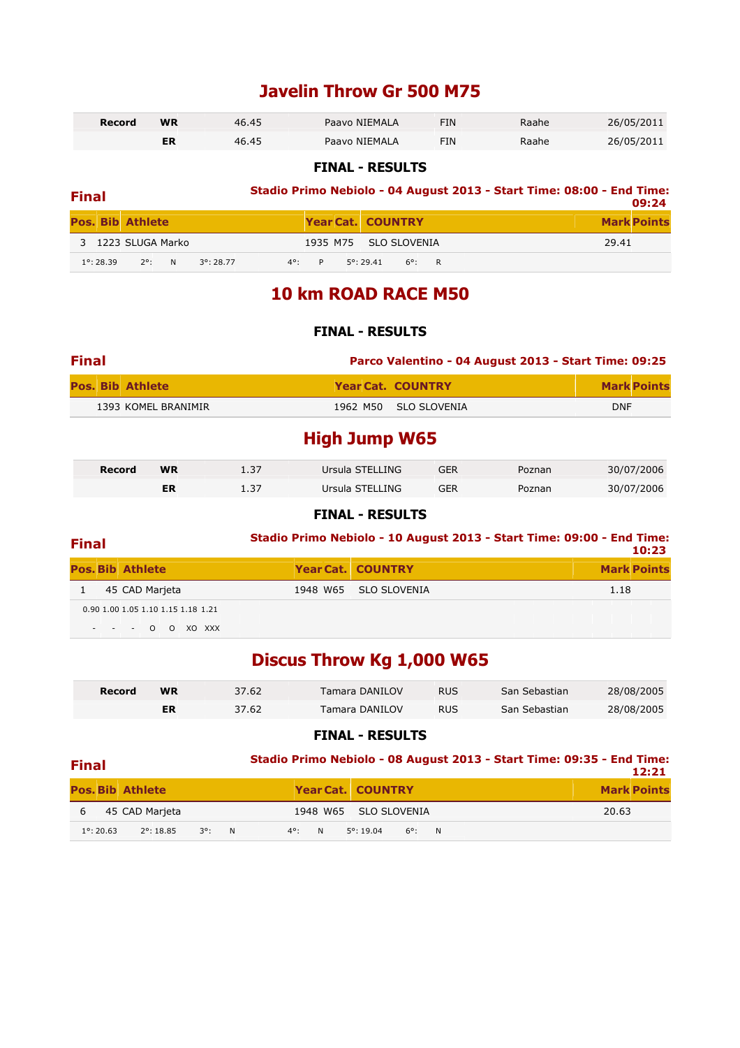## Javelin Throw Gr 500 M75

| Record | | | | | | |
|---|---|---|---|---|---|---|
| Record | WR | 46.45 | Paavo NIEMALA | FIN | Raahe | 26/05/2011 |
| | ER | 46.45 | Paavo NIEMALA | FIN | Raahe | 26/05/2011 |

### FINAL - RESULTS

**Final** — Stadio Primo Nebiolo - 04 August 2013 - Start Time: 08:00 - End Time: 09:24

| Pos. | Bib | Athlete | Year | Cat. | COUNTRY | Mark | Points |
|---|---|---|---|---|---|---|---|
| 3 | 1223 | SLUGA Marko | 1935 | M75 | SLO SLOVENIA | 29.41 | |

1°: 28.39 2°: N 3°: 28.77 4°: P 5°: 29.41 6°: R

## 10 km ROAD RACE M50

### FINAL - RESULTS

**Final** — Parco Valentino - 04 August 2013 - Start Time: 09:25

| Pos. | Bib | Athlete | Year | Cat. | COUNTRY | Mark | Points |
|---|---|---|---|---|---|---|---|
| | 1393 | KOMEL BRANIMIR | 1962 | M50 | SLO SLOVENIA | DNF | |

## High Jump W65

| Record | | | | | | |
|---|---|---|---|---|---|---|
| Record | WR | 1.37 | Ursula STELLING | GER | Poznan | 30/07/2006 |
| | ER | 1.37 | Ursula STELLING | GER | Poznan | 30/07/2006 |

### FINAL - RESULTS

**Final** — Stadio Primo Nebiolo - 10 August 2013 - Start Time: 09:00 - End Time: 10:23

| Pos. | Bib | Athlete | Year | Cat. | COUNTRY | Mark | Points |
|---|---|---|---|---|---|---|---|
| 1 | 45 | CAD Marjeta | 1948 | W65 | SLO SLOVENIA | 1.18 | |

| 0.90 | 1.00 | 1.05 | 1.10 | 1.15 | 1.18 | 1.21 |
|---|---|---|---|---|---|---|
| - | - | - | O | O | XO | XXX |

## Discus Throw Kg 1,000 W65

| Record | | | | | | |
|---|---|---|---|---|---|---|
| Record | WR | 37.62 | Tamara DANILOV | RUS | San Sebastian | 28/08/2005 |
| | ER | 37.62 | Tamara DANILOV | RUS | San Sebastian | 28/08/2005 |

### FINAL - RESULTS

**Final** — Stadio Primo Nebiolo - 08 August 2013 - Start Time: 09:35 - End Time: 12:21

| Pos. | Bib | Athlete | Year | Cat. | COUNTRY | Mark | Points |
|---|---|---|---|---|---|---|---|
| 6 | 45 | CAD Marjeta | 1948 | W65 | SLO SLOVENIA | 20.63 | |

1°: 20.63 2°: 18.85 3°: N 4°: N 5°: 19.04 6°: N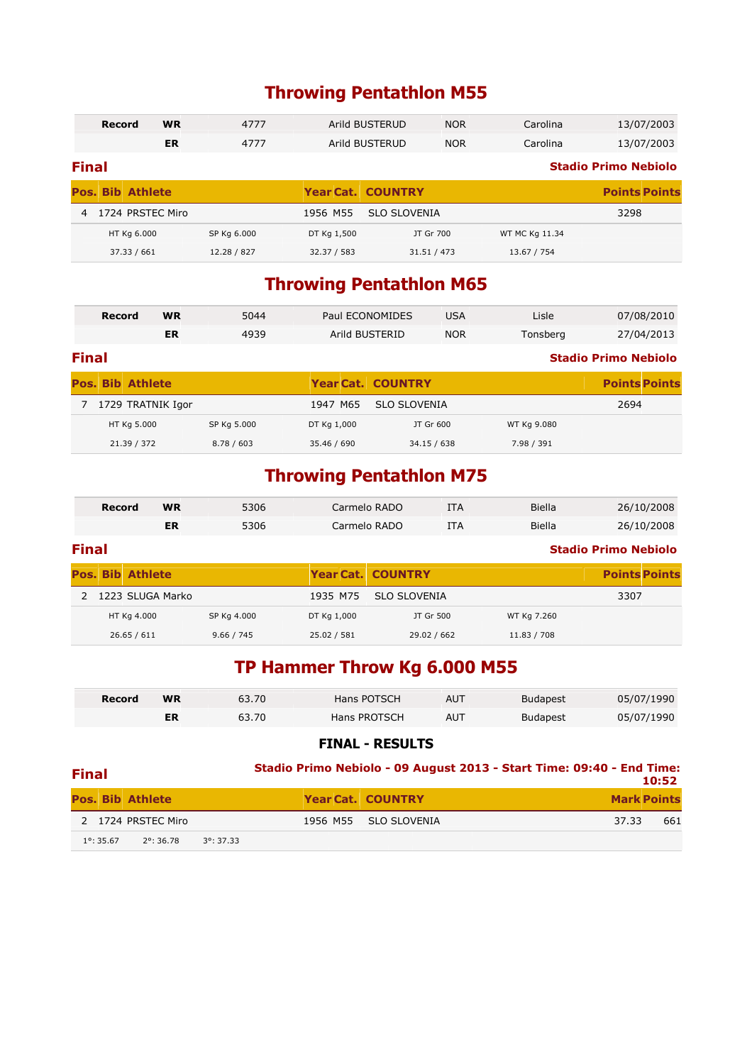# Throwing Pentathlon M55

| Record | WR | 4777 | Arild BUSTERUD | NOR | Carolina | 13/07/2003 |
|---|---|---|---|---|---|---|
| | ER | 4777 | Arild BUSTERUD | NOR | Carolina | 13/07/2003 |

**Final** — **Stadio Primo Nebiolo**

| Pos. | Bib | Athlete | Year | Cat. | COUNTRY | Points | Points |
|---|---|---|---|---|---|---|---|
| 4 | 1724 | PRSTEC Miro | 1956 | M55 | SLO SLOVENIA | 3298 | |

| HT Kg 6.000 | SP Kg 6.000 | DT Kg 1,500 | JT Gr 700 | WT MC Kg 11.34 |
|---|---|---|---|---|
| 37.33 / 661 | 12.28 / 827 | 32.37 / 583 | 31.51 / 473 | 13.67 / 754 |

# Throwing Pentathlon M65

| Record | WR | 5044 | Paul ECONOMIDES | USA | Lisle | 07/08/2010 |
|---|---|---|---|---|---|---|
| | ER | 4939 | Arild BUSTERID | NOR | Tonsberg | 27/04/2013 |

**Final** — **Stadio Primo Nebiolo**

| Pos. | Bib | Athlete | Year | Cat. | COUNTRY | Points | Points |
|---|---|---|---|---|---|---|---|
| 7 | 1729 | TRATNIK Igor | 1947 | M65 | SLO SLOVENIA | 2694 | |

| HT Kg 5.000 | SP Kg 5.000 | DT Kg 1,000 | JT Gr 600 | WT Kg 9.080 |
|---|---|---|---|---|
| 21.39 / 372 | 8.78 / 603 | 35.46 / 690 | 34.15 / 638 | 7.98 / 391 |

# Throwing Pentathlon M75

| Record | WR | 5306 | Carmelo RADO | ITA | Biella | 26/10/2008 |
|---|---|---|---|---|---|---|
| | ER | 5306 | Carmelo RADO | ITA | Biella | 26/10/2008 |

**Final** — **Stadio Primo Nebiolo**

| Pos. | Bib | Athlete | Year | Cat. | COUNTRY | Points | Points |
|---|---|---|---|---|---|---|---|
| 2 | 1223 | SLUGA Marko | 1935 | M75 | SLO SLOVENIA | 3307 | |

| HT Kg 4.000 | SP Kg 4.000 | DT Kg 1,000 | JT Gr 500 | WT Kg 7.260 |
|---|---|---|---|---|
| 26.65 / 611 | 9.66 / 745 | 25.02 / 581 | 29.02 / 662 | 11.83 / 708 |

# TP Hammer Throw Kg 6.000 M55

| Record | WR | 63.70 | Hans POTSCH | AUT | Budapest | 05/07/1990 |
|---|---|---|---|---|---|---|
| | ER | 63.70 | Hans PROTSCH | AUT | Budapest | 05/07/1990 |

**FINAL - RESULTS**

**Final** — **Stadio Primo Nebiolo - 09 August 2013 - Start Time: 09:40 - End Time: 10:52**

| Pos. | Bib | Athlete | Year | Cat. | COUNTRY | Mark | Points |
|---|---|---|---|---|---|---|---|
| 2 | 1724 | PRSTEC Miro | 1956 | M55 | SLO SLOVENIA | 37.33 | 661 |

1°: 35.67 2°: 36.78 3°: 37.33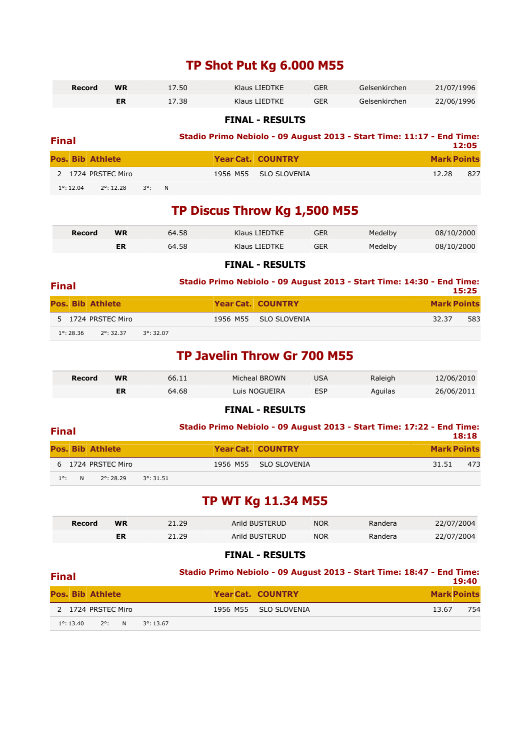# TP Shot Put Kg 6.000 M55

| Record | | | | | | |
|---|---|---|---|---|---|---|
| | WR | 17.50 | Klaus LIEDTKE | GER | Gelsenkirchen | 21/07/1996 |
| | ER | 17.38 | Klaus LIEDTKE | GER | Gelsenkirchen | 22/06/1996 |

## FINAL - RESULTS

**Final** — Stadio Primo Nebiolo - 09 August 2013 - Start Time: 11:17 - End Time: 12:05

| Pos. | Bib | Athlete | Year | Cat. | COUNTRY | Mark | Points |
|---|---|---|---|---|---|---|---|
| 2 | 1724 | PRSTEC Miro | 1956 | M55 | SLO SLOVENIA | 12.28 | 827 |

1°: 12.04 2°: 12.28 3°: N

# TP Discus Throw Kg 1,500 M55

| Record | | | | | | |
|---|---|---|---|---|---|---|
| | WR | 64.58 | Klaus LIEDTKE | GER | Medelby | 08/10/2000 |
| | ER | 64.58 | Klaus LIEDTKE | GER | Medelby | 08/10/2000 |

## FINAL - RESULTS

**Final** — Stadio Primo Nebiolo - 09 August 2013 - Start Time: 14:30 - End Time: 15:25

| Pos. | Bib | Athlete | Year | Cat. | COUNTRY | Mark | Points |
|---|---|---|---|---|---|---|---|
| 5 | 1724 | PRSTEC Miro | 1956 | M55 | SLO SLOVENIA | 32.37 | 583 |

1°: 28.36 2°: 32.37 3°: 32.07

# TP Javelin Throw Gr 700 M55

| Record | | | | | | |
|---|---|---|---|---|---|---|
| | WR | 66.11 | Micheal BROWN | USA | Raleigh | 12/06/2010 |
| | ER | 64.68 | Luis NOGUEIRA | ESP | Aguilas | 26/06/2011 |

## FINAL - RESULTS

**Final** — Stadio Primo Nebiolo - 09 August 2013 - Start Time: 17:22 - End Time: 18:18

| Pos. | Bib | Athlete | Year | Cat. | COUNTRY | Mark | Points |
|---|---|---|---|---|---|---|---|
| 6 | 1724 | PRSTEC Miro | 1956 | M55 | SLO SLOVENIA | 31.51 | 473 |

1°: N 2°: 28.29 3°: 31.51

# TP WT Kg 11.34 M55

| Record | | | | | | |
|---|---|---|---|---|---|---|
| | WR | 21.29 | Arild BUSTERUD | NOR | Randera | 22/07/2004 |
| | ER | 21.29 | Arild BUSTERUD | NOR | Randera | 22/07/2004 |

## FINAL - RESULTS

**Final** — Stadio Primo Nebiolo - 09 August 2013 - Start Time: 18:47 - End Time: 19:40

| Pos. | Bib | Athlete | Year | Cat. | COUNTRY | Mark | Points |
|---|---|---|---|---|---|---|---|
| 2 | 1724 | PRSTEC Miro | 1956 | M55 | SLO SLOVENIA | 13.67 | 754 |

1°: 13.40 2°: N 3°: 13.67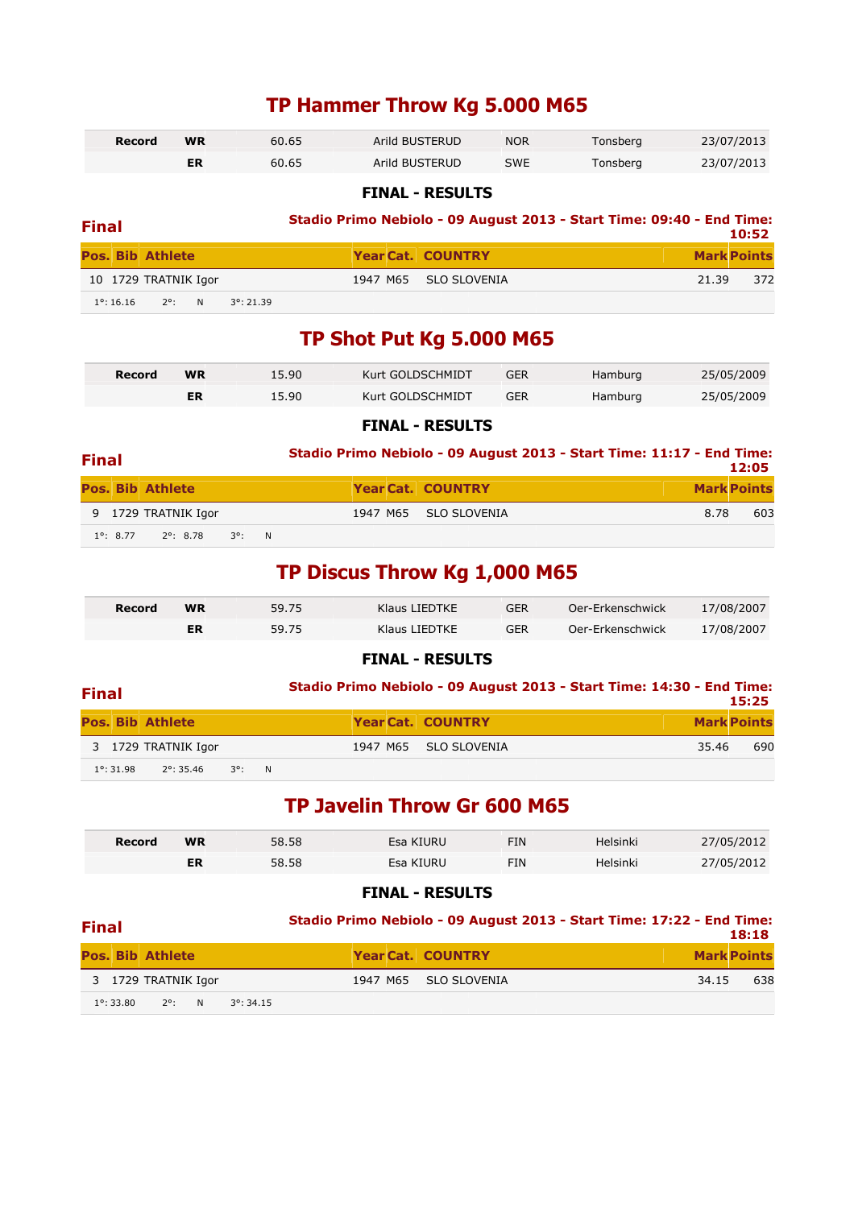# TP Hammer Throw Kg 5.000 M65

| Record | | | | | | |
|---|---|---|---|---|---|---|
| Record | WR | 60.65 | Arild BUSTERUD | NOR | Tonsberg | 23/07/2013 |
| | ER | 60.65 | Arild BUSTERUD | SWE | Tonsberg | 23/07/2013 |

## FINAL - RESULTS

**Final**

**Stadio Primo Nebiolo - 09 August 2013 - Start Time: 09:40 - End Time: 10:52**

| Pos. | Bib | Athlete | Year | Cat. | COUNTRY | Mark | Points |
|---|---|---|---|---|---|---|---|
| 10 | 1729 | TRATNIK Igor | 1947 | M65 | SLO SLOVENIA | 21.39 | 372 |

1°: 16.16 2°: N 3°: 21.39

# TP Shot Put Kg 5.000 M65

| Record | | | | | | |
|---|---|---|---|---|---|---|
| Record | WR | 15.90 | Kurt GOLDSCHMIDT | GER | Hamburg | 25/05/2009 |
| | ER | 15.90 | Kurt GOLDSCHMIDT | GER | Hamburg | 25/05/2009 |

## FINAL - RESULTS

**Final**

**Stadio Primo Nebiolo - 09 August 2013 - Start Time: 11:17 - End Time: 12:05**

| Pos. | Bib | Athlete | Year | Cat. | COUNTRY | Mark | Points |
|---|---|---|---|---|---|---|---|
| 9 | 1729 | TRATNIK Igor | 1947 | M65 | SLO SLOVENIA | 8.78 | 603 |

1°: 8.77 2°: 8.78 3°: N

# TP Discus Throw Kg 1,000 M65

| Record | | | | | | |
|---|---|---|---|---|---|---|
| Record | WR | 59.75 | Klaus LIEDTKE | GER | Oer-Erkenschwick | 17/08/2007 |
| | ER | 59.75 | Klaus LIEDTKE | GER | Oer-Erkenschwick | 17/08/2007 |

## FINAL - RESULTS

**Final**

**Stadio Primo Nebiolo - 09 August 2013 - Start Time: 14:30 - End Time: 15:25**

| Pos. | Bib | Athlete | Year | Cat. | COUNTRY | Mark | Points |
|---|---|---|---|---|---|---|---|
| 3 | 1729 | TRATNIK Igor | 1947 | M65 | SLO SLOVENIA | 35.46 | 690 |

1°: 31.98 2°: 35.46 3°: N

# TP Javelin Throw Gr 600 M65

| Record | | | | | | |
|---|---|---|---|---|---|---|
| Record | WR | 58.58 | Esa KIURU | FIN | Helsinki | 27/05/2012 |
| | ER | 58.58 | Esa KIURU | FIN | Helsinki | 27/05/2012 |

## FINAL - RESULTS

**Final**

**Stadio Primo Nebiolo - 09 August 2013 - Start Time: 17:22 - End Time: 18:18**

| Pos. | Bib | Athlete | Year | Cat. | COUNTRY | Mark | Points |
|---|---|---|---|---|---|---|---|
| 3 | 1729 | TRATNIK Igor | 1947 | M65 | SLO SLOVENIA | 34.15 | 638 |

1°: 33.80 2°: N 3°: 34.15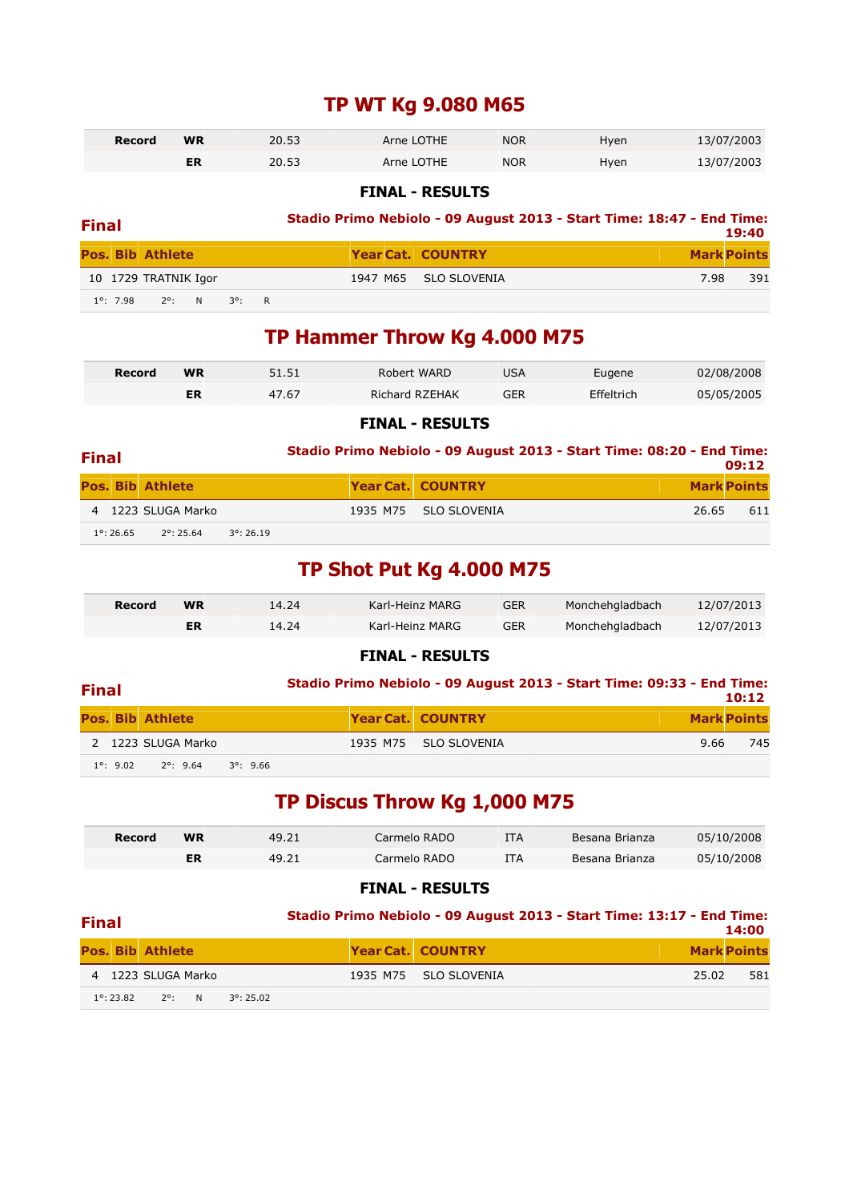# TP WT Kg 9.080 M65

| Record | | | | | | |
|---|---|---|---|---|---|---|
| | WR | 20.53 | Arne LOTHE | NOR | Hyen | 13/07/2003 |
| | ER | 20.53 | Arne LOTHE | NOR | Hyen | 13/07/2003 |

### FINAL - RESULTS

**Final** — Stadio Primo Nebiolo - 09 August 2013 - Start Time: 18:47 - End Time: 19:40

| Pos. | Bib | Athlete | Year | Cat. | COUNTRY | Mark | Points |
|---|---|---|---|---|---|---|---|
| 10 | 1729 | TRATNIK Igor | 1947 | M65 | SLO SLOVENIA | 7.98 | 391 |
| 1°: 7.98 | 2°: N | 3°: R | | | | | |

# TP Hammer Throw Kg 4.000 M75

| Record | | | | | | |
|---|---|---|---|---|---|---|
| | WR | 51.51 | Robert WARD | USA | Eugene | 02/08/2008 |
| | ER | 47.67 | Richard RZEHAK | GER | Effeltrich | 05/05/2005 |

### FINAL - RESULTS

**Final** — Stadio Primo Nebiolo - 09 August 2013 - Start Time: 08:20 - End Time: 09:12

| Pos. | Bib | Athlete | Year | Cat. | COUNTRY | Mark | Points |
|---|---|---|---|---|---|---|---|
| 4 | 1223 | SLUGA Marko | 1935 | M75 | SLO SLOVENIA | 26.65 | 611 |
| 1°: 26.65 | 2°: 25.64 | 3°: 26.19 | | | | | |

# TP Shot Put Kg 4.000 M75

| Record | | | | | | |
|---|---|---|---|---|---|---|
| | WR | 14.24 | Karl-Heinz MARG | GER | Monchehgladbach | 12/07/2013 |
| | ER | 14.24 | Karl-Heinz MARG | GER | Monchehgladbach | 12/07/2013 |

### FINAL - RESULTS

**Final** — Stadio Primo Nebiolo - 09 August 2013 - Start Time: 09:33 - End Time: 10:12

| Pos. | Bib | Athlete | Year | Cat. | COUNTRY | Mark | Points |
|---|---|---|---|---|---|---|---|
| 2 | 1223 | SLUGA Marko | 1935 | M75 | SLO SLOVENIA | 9.66 | 745 |
| 1°: 9.02 | 2°: 9.64 | 3°: 9.66 | | | | | |

# TP Discus Throw Kg 1,000 M75

| Record | | | | | | |
|---|---|---|---|---|---|---|
| | WR | 49.21 | Carmelo RADO | ITA | Besana Brianza | 05/10/2008 |
| | ER | 49.21 | Carmelo RADO | ITA | Besana Brianza | 05/10/2008 |

### FINAL - RESULTS

**Final** — Stadio Primo Nebiolo - 09 August 2013 - Start Time: 13:17 - End Time: 14:00

| Pos. | Bib | Athlete | Year | Cat. | COUNTRY | Mark | Points |
|---|---|---|---|---|---|---|---|
| 4 | 1223 | SLUGA Marko | 1935 | M75 | SLO SLOVENIA | 25.02 | 581 |
| 1°: 23.82 | 2°: N | 3°: 25.02 | | | | | |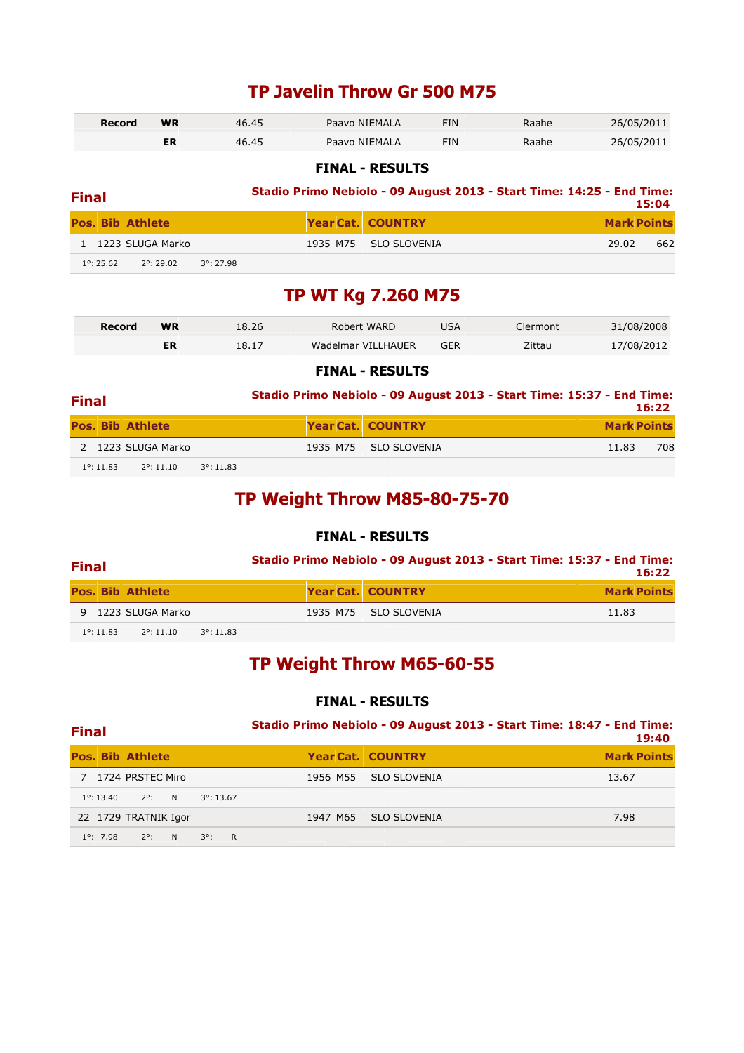# TP Javelin Throw Gr 500 M75

| Record | WR | 46.45 | Paavo NIEMALA | FIN | Raahe | 26/05/2011 |
|---|---|---|---|---|---|---|
| | ER | 46.45 | Paavo NIEMALA | FIN | Raahe | 26/05/2011 |

### FINAL - RESULTS

**Final** — **Stadio Primo Nebiolo - 09 August 2013 - Start Time: 14:25 - End Time: 15:04**

| Pos. | Bib | Athlete | Year | Cat. | COUNTRY | Mark | Points |
|---|---|---|---|---|---|---|---|
| 1 | 1223 | SLUGA Marko | 1935 | M75 | SLO SLOVENIA | 29.02 | 662 |
| 1°: 25.62 | | 2°: 29.02 | 3°: 27.98 | | | | |

# TP WT Kg 7.260 M75

| Record | WR | 18.26 | Robert WARD | USA | Clermont | 31/08/2008 |
|---|---|---|---|---|---|---|
| | ER | 18.17 | Wadelmar VILLHAUER | GER | Zittau | 17/08/2012 |

### FINAL - RESULTS

**Final** — **Stadio Primo Nebiolo - 09 August 2013 - Start Time: 15:37 - End Time: 16:22**

| Pos. | Bib | Athlete | Year | Cat. | COUNTRY | Mark | Points |
|---|---|---|---|---|---|---|---|
| 2 | 1223 | SLUGA Marko | 1935 | M75 | SLO SLOVENIA | 11.83 | 708 |
| 1°: 11.83 | | 2°: 11.10 | 3°: 11.83 | | | | |

# TP Weight Throw M85-80-75-70

### FINAL - RESULTS

**Final** — **Stadio Primo Nebiolo - 09 August 2013 - Start Time: 15:37 - End Time: 16:22**

| Pos. | Bib | Athlete | Year | Cat. | COUNTRY | Mark | Points |
|---|---|---|---|---|---|---|---|
| 9 | 1223 | SLUGA Marko | 1935 | M75 | SLO SLOVENIA | 11.83 | |
| 1°: 11.83 | | 2°: 11.10 | 3°: 11.83 | | | | |

# TP Weight Throw M65-60-55

### FINAL - RESULTS

**Final** — **Stadio Primo Nebiolo - 09 August 2013 - Start Time: 18:47 - End Time: 19:40**

| Pos. | Bib | Athlete | Year | Cat. | COUNTRY | Mark | Points |
|---|---|---|---|---|---|---|---|
| 7 | 1724 | PRSTEC Miro | 1956 | M55 | SLO SLOVENIA | 13.67 | |
| 1°: 13.40 | | 2°: N | 3°: 13.67 | | | | |
| 22 | 1729 | TRATNIK Igor | 1947 | M65 | SLO SLOVENIA | 7.98 | |
| 1°: 7.98 | | 2°: N | 3°: R | | | | |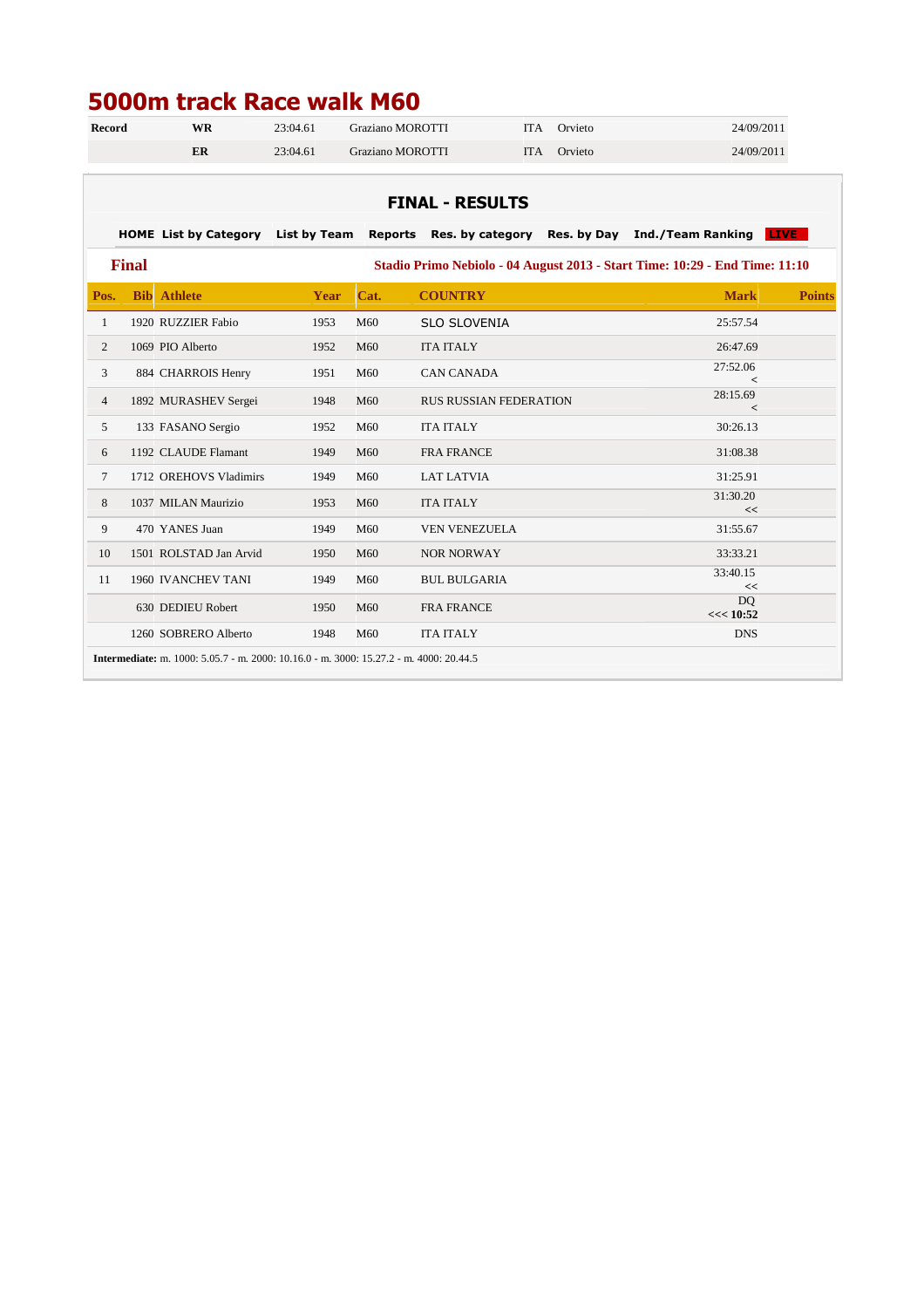# 5000m track Race walk M60

| Record | | | | | | |
|---|---|---|---|---|---|---|
| | WR | 23:04.61 | Graziano MOROTTI | ITA | Orvieto | 24/09/2011 |
| | ER | 23:04.61 | Graziano MOROTTI | ITA | Orvieto | 24/09/2011 |

## FINAL - RESULTS

HOME List by Category List by Team Reports Res. by category Res. by Day Ind./Team Ranking LIVE

**Final** — Stadio Primo Nebiolo - 04 August 2013 - Start Time: 10:29 - End Time: 11:10

| Pos. | Bib | Athlete | Year | Cat. | COUNTRY | Mark | Points |
|---|---|---|---|---|---|---|---|
| 1 | 1920 | RUZZIER Fabio | 1953 | M60 | SLO SLOVENIA | 25:57.54 | |
| 2 | 1069 | PIO Alberto | 1952 | M60 | ITA ITALY | 26:47.69 | |
| 3 | 884 | CHARROIS Henry | 1951 | M60 | CAN CANADA | 27:52.06 < | |
| 4 | 1892 | MURASHEV Sergei | 1948 | M60 | RUS RUSSIAN FEDERATION | 28:15.69 < | |
| 5 | 133 | FASANO Sergio | 1952 | M60 | ITA ITALY | 30:26.13 | |
| 6 | 1192 | CLAUDE Flamant | 1949 | M60 | FRA FRANCE | 31:08.38 | |
| 7 | 1712 | OREHOVS Vladimirs | 1949 | M60 | LAT LATVIA | 31:25.91 | |
| 8 | 1037 | MILAN Maurizio | 1953 | M60 | ITA ITALY | 31:30.20 << | |
| 9 | 470 | YANES Juan | 1949 | M60 | VEN VENEZUELA | 31:55.67 | |
| 10 | 1501 | ROLSTAD Jan Arvid | 1950 | M60 | NOR NORWAY | 33:33.21 | |
| 11 | 1960 | IVANCHEV TANI | 1949 | M60 | BUL BULGARIA | 33:40.15 << | |
| | 630 | DEDIEU Robert | 1950 | M60 | FRA FRANCE | DQ <<< **10:52** | |
| | 1260 | SOBRERO Alberto | 1948 | M60 | ITA ITALY | DNS | |

**Intermediate:** m. 1000: 5.05.7 - m. 2000: 10.16.0 - m. 3000: 15.27.2 - m. 4000: 20.44.5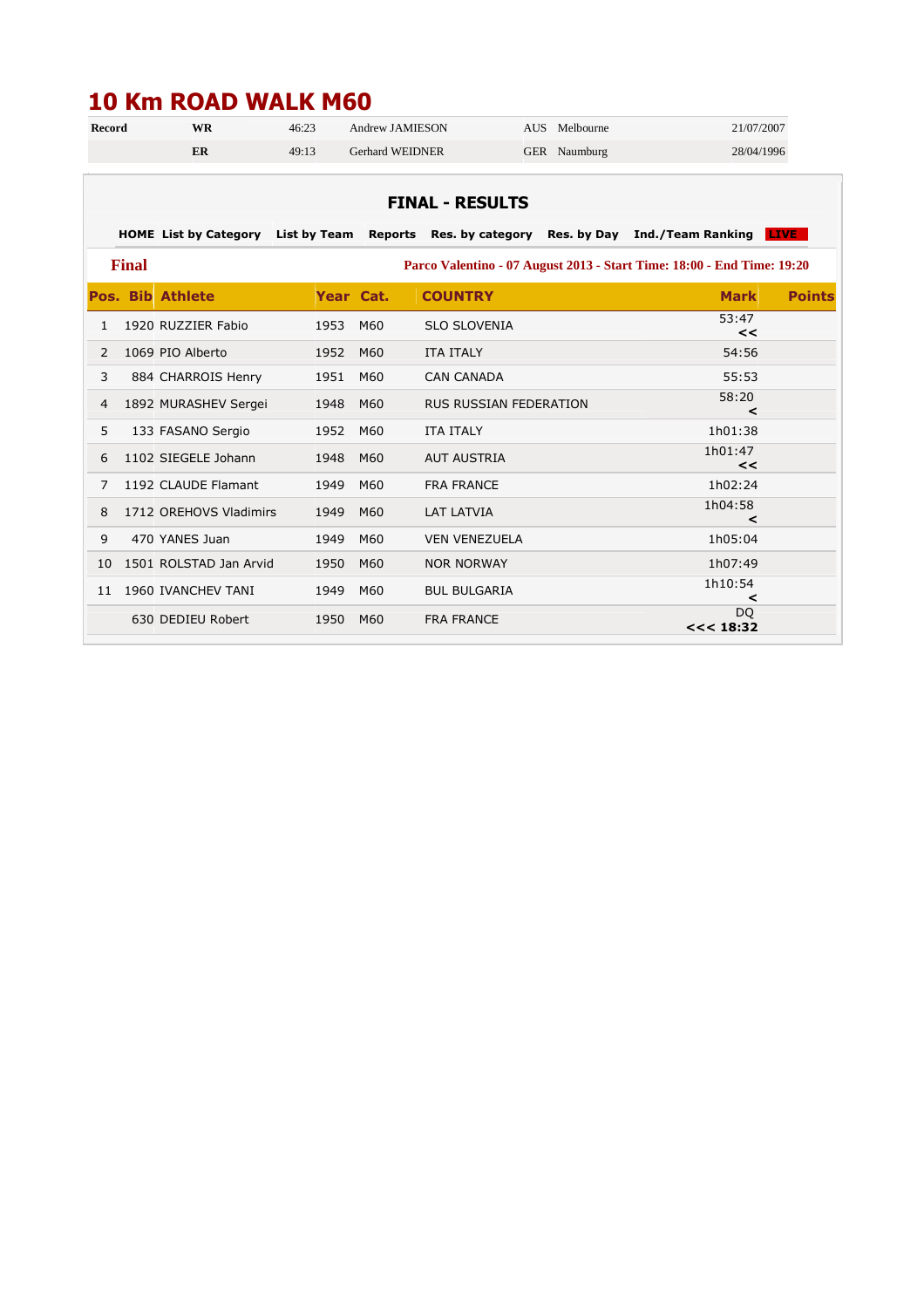# 10 Km ROAD WALK M60

| Record | | | | | | |
|---|---|---|---|---|---|---|
| | WR | 46:23 | Andrew JAMIESON | AUS | Melbourne | 21/07/2007 |
| | ER | 49:13 | Gerhard WEIDNER | GER | Naumburg | 28/04/1996 |

## FINAL - RESULTS

HOME List by Category List by Team Reports Res. by category Res. by Day Ind./Team Ranking LIVE

**Final** — Parco Valentino - 07 August 2013 - Start Time: 18:00 - End Time: 19:20

| Pos. | Bib | Athlete | Year | Cat. | COUNTRY | Mark | Points |
|---|---|---|---|---|---|---|---|
| 1 | 1920 | RUZZIER Fabio | 1953 | M60 | SLO SLOVENIA | 53:47 << | |
| 2 | 1069 | PIO Alberto | 1952 | M60 | ITA ITALY | 54:56 | |
| 3 | 884 | CHARROIS Henry | 1951 | M60 | CAN CANADA | 55:53 | |
| 4 | 1892 | MURASHEV Sergei | 1948 | M60 | RUS RUSSIAN FEDERATION | 58:20 < | |
| 5 | 133 | FASANO Sergio | 1952 | M60 | ITA ITALY | 1h01:38 | |
| 6 | 1102 | SIEGELE Johann | 1948 | M60 | AUT AUSTRIA | 1h01:47 << | |
| 7 | 1192 | CLAUDE Flamant | 1949 | M60 | FRA FRANCE | 1h02:24 | |
| 8 | 1712 | OREHOVS Vladimirs | 1949 | M60 | LAT LATVIA | 1h04:58 < | |
| 9 | 470 | YANES Juan | 1949 | M60 | VEN VENEZUELA | 1h05:04 | |
| 10 | 1501 | ROLSTAD Jan Arvid | 1950 | M60 | NOR NORWAY | 1h07:49 | |
| 11 | 1960 | IVANCHEV TANI | 1949 | M60 | BUL BULGARIA | 1h10:54 < | |
| | 630 | DEDIEU Robert | 1950 | M60 | FRA FRANCE | DQ **<<< 18:32** | |